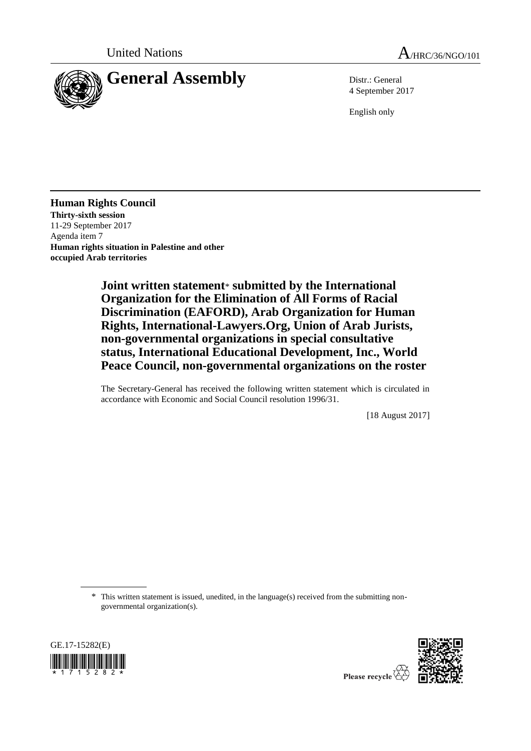United Nations A/HRC/36/NGO/101

# General Assembly

Distr.: General
4 September 2017

English only

**Human Rights Council**
**Thirty-sixth session**
11-29 September 2017
Agenda item 7
**Human rights situation in Palestine and other occupied Arab territories**

## Joint written statement* submitted by the International Organization for the Elimination of All Forms of Racial Discrimination (EAFORD), Arab Organization for Human Rights, International-Lawyers.Org, Union of Arab Jurists, non-governmental organizations in special consultative status, International Educational Development, Inc., World Peace Council, non-governmental organizations on the roster

The Secretary-General has received the following written statement which is circulated in accordance with Economic and Social Council resolution 1996/31.

[18 August 2017]

\* This written statement is issued, unedited, in the language(s) received from the submitting non-governmental organization(s).

GE.17-15282(E)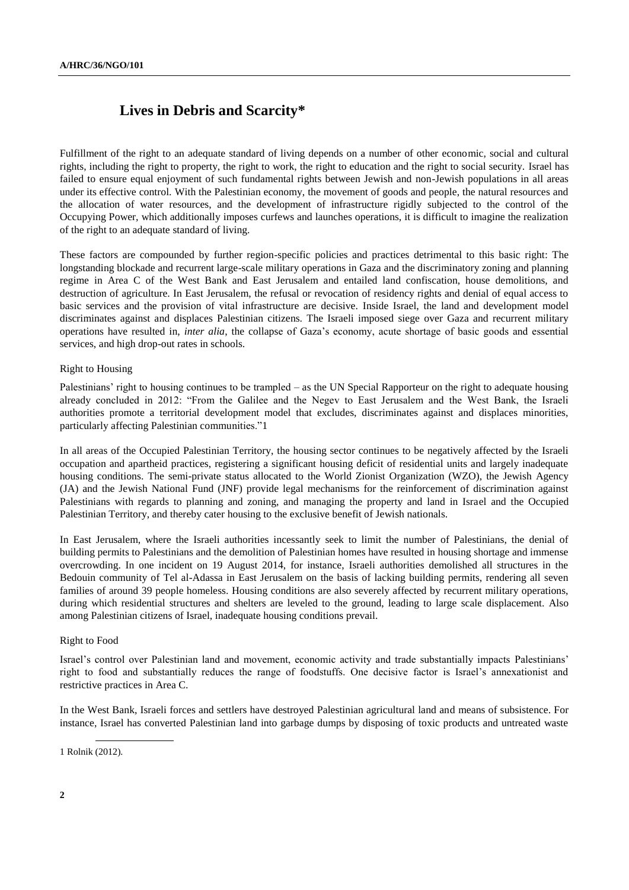# Lives in Debris and Scarcity*

Fulfillment of the right to an adequate standard of living depends on a number of other economic, social and cultural rights, including the right to property, the right to work, the right to education and the right to social security. Israel has failed to ensure equal enjoyment of such fundamental rights between Jewish and non-Jewish populations in all areas under its effective control. With the Palestinian economy, the movement of goods and people, the natural resources and the allocation of water resources, and the development of infrastructure rigidly subjected to the control of the Occupying Power, which additionally imposes curfews and launches operations, it is difficult to imagine the realization of the right to an adequate standard of living.

These factors are compounded by further region-specific policies and practices detrimental to this basic right: The longstanding blockade and recurrent large-scale military operations in Gaza and the discriminatory zoning and planning regime in Area C of the West Bank and East Jerusalem and entailed land confiscation, house demolitions, and destruction of agriculture. In East Jerusalem, the refusal or revocation of residency rights and denial of equal access to basic services and the provision of vital infrastructure are decisive. Inside Israel, the land and development model discriminates against and displaces Palestinian citizens. The Israeli imposed siege over Gaza and recurrent military operations have resulted in, *inter alia*, the collapse of Gaza's economy, acute shortage of basic goods and essential services, and high drop-out rates in schools.

## Right to Housing

Palestinians' right to housing continues to be trampled – as the UN Special Rapporteur on the right to adequate housing already concluded in 2012: "From the Galilee and the Negev to East Jerusalem and the West Bank, the Israeli authorities promote a territorial development model that excludes, discriminates against and displaces minorities, particularly affecting Palestinian communities."[1]

In all areas of the Occupied Palestinian Territory, the housing sector continues to be negatively affected by the Israeli occupation and apartheid practices, registering a significant housing deficit of residential units and largely inadequate housing conditions. The semi-private status allocated to the World Zionist Organization (WZO), the Jewish Agency (JA) and the Jewish National Fund (JNF) provide legal mechanisms for the reinforcement of discrimination against Palestinians with regards to planning and zoning, and managing the property and land in Israel and the Occupied Palestinian Territory, and thereby cater housing to the exclusive benefit of Jewish nationals.

In East Jerusalem, where the Israeli authorities incessantly seek to limit the number of Palestinians, the denial of building permits to Palestinians and the demolition of Palestinian homes have resulted in housing shortage and immense overcrowding. In one incident on 19 August 2014, for instance, Israeli authorities demolished all structures in the Bedouin community of Tel al-Adassa in East Jerusalem on the basis of lacking building permits, rendering all seven families of around 39 people homeless. Housing conditions are also severely affected by recurrent military operations, during which residential structures and shelters are leveled to the ground, leading to large scale displacement. Also among Palestinian citizens of Israel, inadequate housing conditions prevail.

## Right to Food

Israel's control over Palestinian land and movement, economic activity and trade substantially impacts Palestinians' right to food and substantially reduces the range of foodstuffs. One decisive factor is Israel's annexationist and restrictive practices in Area C.

In the West Bank, Israeli forces and settlers have destroyed Palestinian agricultural land and means of subsistence. For instance, Israel has converted Palestinian land into garbage dumps by disposing of toxic products and untreated waste

---

1 Rolnik (2012).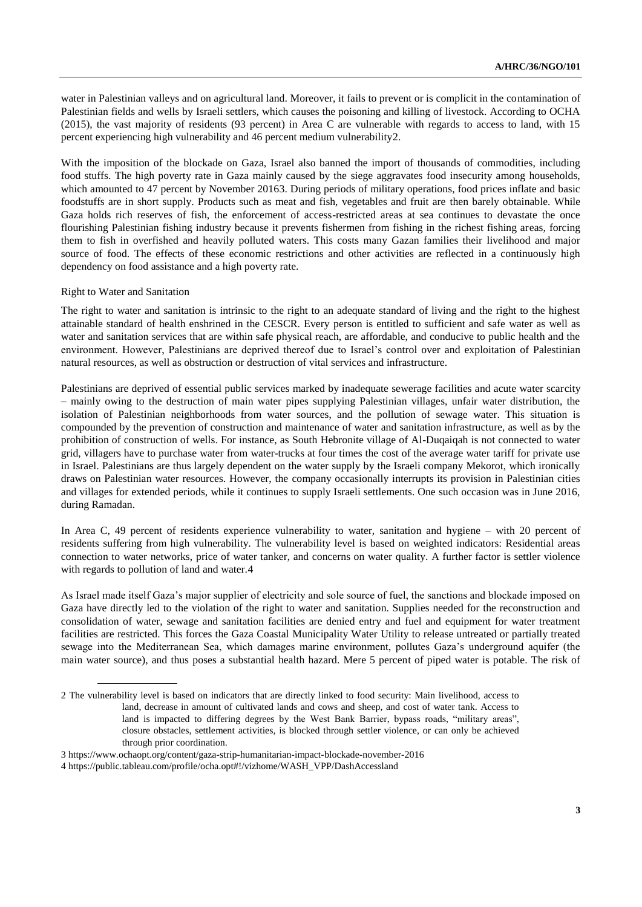water in Palestinian valleys and on agricultural land. Moreover, it fails to prevent or is complicit in the contamination of Palestinian fields and wells by Israeli settlers, which causes the poisoning and killing of livestock. According to OCHA (2015), the vast majority of residents (93 percent) in Area C are vulnerable with regards to access to land, with 15 percent experiencing high vulnerability and 46 percent medium vulnerability[2].

With the imposition of the blockade on Gaza, Israel also banned the import of thousands of commodities, including food stuffs. The high poverty rate in Gaza mainly caused by the siege aggravates food insecurity among households, which amounted to 47 percent by November 2016[3]. During periods of military operations, food prices inflate and basic foodstuffs are in short supply. Products such as meat and fish, vegetables and fruit are then barely obtainable. While Gaza holds rich reserves of fish, the enforcement of access-restricted areas at sea continues to devastate the once flourishing Palestinian fishing industry because it prevents fishermen from fishing in the richest fishing areas, forcing them to fish in overfished and heavily polluted waters. This costs many Gazan families their livelihood and major source of food. The effects of these economic restrictions and other activities are reflected in a continuously high dependency on food assistance and a high poverty rate.

Right to Water and Sanitation

The right to water and sanitation is intrinsic to the right to an adequate standard of living and the right to the highest attainable standard of health enshrined in the CESCR. Every person is entitled to sufficient and safe water as well as water and sanitation services that are within safe physical reach, are affordable, and conducive to public health and the environment. However, Palestinians are deprived thereof due to Israel's control over and exploitation of Palestinian natural resources, as well as obstruction or destruction of vital services and infrastructure.

Palestinians are deprived of essential public services marked by inadequate sewerage facilities and acute water scarcity – mainly owing to the destruction of main water pipes supplying Palestinian villages, unfair water distribution, the isolation of Palestinian neighborhoods from water sources, and the pollution of sewage water. This situation is compounded by the prevention of construction and maintenance of water and sanitation infrastructure, as well as by the prohibition of construction of wells. For instance, as South Hebronite village of Al-Duqaiqah is not connected to water grid, villagers have to purchase water from water-trucks at four times the cost of the average water tariff for private use in Israel. Palestinians are thus largely dependent on the water supply by the Israeli company Mekorot, which ironically draws on Palestinian water resources. However, the company occasionally interrupts its provision in Palestinian cities and villages for extended periods, while it continues to supply Israeli settlements. One such occasion was in June 2016, during Ramadan.

In Area C, 49 percent of residents experience vulnerability to water, sanitation and hygiene – with 20 percent of residents suffering from high vulnerability. The vulnerability level is based on weighted indicators: Residential areas connection to water networks, price of water tanker, and concerns on water quality. A further factor is settler violence with regards to pollution of land and water.[4]

As Israel made itself Gaza's major supplier of electricity and sole source of fuel, the sanctions and blockade imposed on Gaza have directly led to the violation of the right to water and sanitation. Supplies needed for the reconstruction and consolidation of water, sewage and sanitation facilities are denied entry and fuel and equipment for water treatment facilities are restricted. This forces the Gaza Coastal Municipality Water Utility to release untreated or partially treated sewage into the Mediterranean Sea, which damages marine environment, pollutes Gaza's underground aquifer (the main water source), and thus poses a substantial health hazard. Mere 5 percent of piped water is potable. The risk of

---

[2] The vulnerability level is based on indicators that are directly linked to food security: Main livelihood, access to land, decrease in amount of cultivated lands and cows and sheep, and cost of water tank. Access to land is impacted to differing degrees by the West Bank Barrier, bypass roads, "military areas", closure obstacles, settlement activities, is blocked through settler violence, or can only be achieved through prior coordination.

[3] https://www.ochaopt.org/content/gaza-strip-humanitarian-impact-blockade-november-2016

[4] https://public.tableau.com/profile/ocha.opt#!/vizhome/WASH_VPP/DashAccessland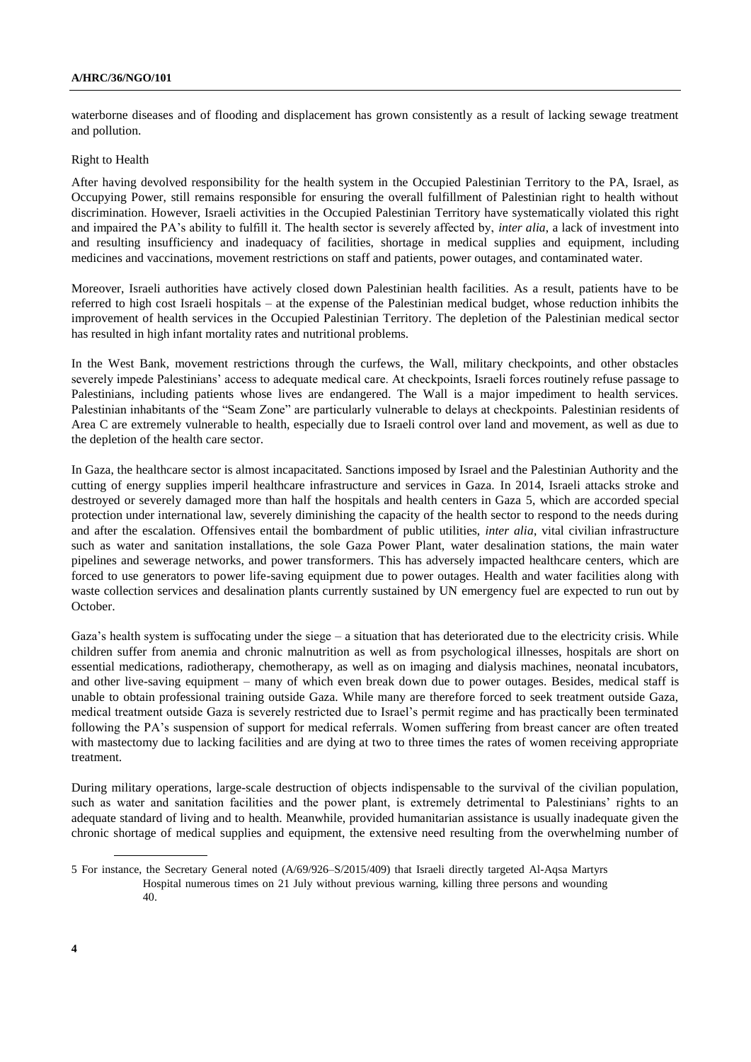waterborne diseases and of flooding and displacement has grown consistently as a result of lacking sewage treatment and pollution.

Right to Health

After having devolved responsibility for the health system in the Occupied Palestinian Territory to the PA, Israel, as Occupying Power, still remains responsible for ensuring the overall fulfillment of Palestinian right to health without discrimination. However, Israeli activities in the Occupied Palestinian Territory have systematically violated this right and impaired the PA's ability to fulfill it. The health sector is severely affected by, *inter alia*, a lack of investment into and resulting insufficiency and inadequacy of facilities, shortage in medical supplies and equipment, including medicines and vaccinations, movement restrictions on staff and patients, power outages, and contaminated water.

Moreover, Israeli authorities have actively closed down Palestinian health facilities. As a result, patients have to be referred to high cost Israeli hospitals – at the expense of the Palestinian medical budget, whose reduction inhibits the improvement of health services in the Occupied Palestinian Territory. The depletion of the Palestinian medical sector has resulted in high infant mortality rates and nutritional problems.

In the West Bank, movement restrictions through the curfews, the Wall, military checkpoints, and other obstacles severely impede Palestinians' access to adequate medical care. At checkpoints, Israeli forces routinely refuse passage to Palestinians, including patients whose lives are endangered. The Wall is a major impediment to health services. Palestinian inhabitants of the "Seam Zone" are particularly vulnerable to delays at checkpoints. Palestinian residents of Area C are extremely vulnerable to health, especially due to Israeli control over land and movement, as well as due to the depletion of the health care sector.

In Gaza, the healthcare sector is almost incapacitated. Sanctions imposed by Israel and the Palestinian Authority and the cutting of energy supplies imperil healthcare infrastructure and services in Gaza. In 2014, Israeli attacks stroke and destroyed or severely damaged more than half the hospitals and health centers in Gaza 5, which are accorded special protection under international law, severely diminishing the capacity of the health sector to respond to the needs during and after the escalation. Offensives entail the bombardment of public utilities, *inter alia*, vital civilian infrastructure such as water and sanitation installations, the sole Gaza Power Plant, water desalination stations, the main water pipelines and sewerage networks, and power transformers. This has adversely impacted healthcare centers, which are forced to use generators to power life-saving equipment due to power outages. Health and water facilities along with waste collection services and desalination plants currently sustained by UN emergency fuel are expected to run out by October.

Gaza's health system is suffocating under the siege – a situation that has deteriorated due to the electricity crisis. While children suffer from anemia and chronic malnutrition as well as from psychological illnesses, hospitals are short on essential medications, radiotherapy, chemotherapy, as well as on imaging and dialysis machines, neonatal incubators, and other live-saving equipment – many of which even break down due to power outages. Besides, medical staff is unable to obtain professional training outside Gaza. While many are therefore forced to seek treatment outside Gaza, medical treatment outside Gaza is severely restricted due to Israel's permit regime and has practically been terminated following the PA's suspension of support for medical referrals. Women suffering from breast cancer are often treated with mastectomy due to lacking facilities and are dying at two to three times the rates of women receiving appropriate treatment.

During military operations, large-scale destruction of objects indispensable to the survival of the civilian population, such as water and sanitation facilities and the power plant, is extremely detrimental to Palestinians' rights to an adequate standard of living and to health. Meanwhile, provided humanitarian assistance is usually inadequate given the chronic shortage of medical supplies and equipment, the extensive need resulting from the overwhelming number of

---

5 For instance, the Secretary General noted (A/69/926–S/2015/409) that Israeli directly targeted Al-Aqsa Martyrs Hospital numerous times on 21 July without previous warning, killing three persons and wounding 40.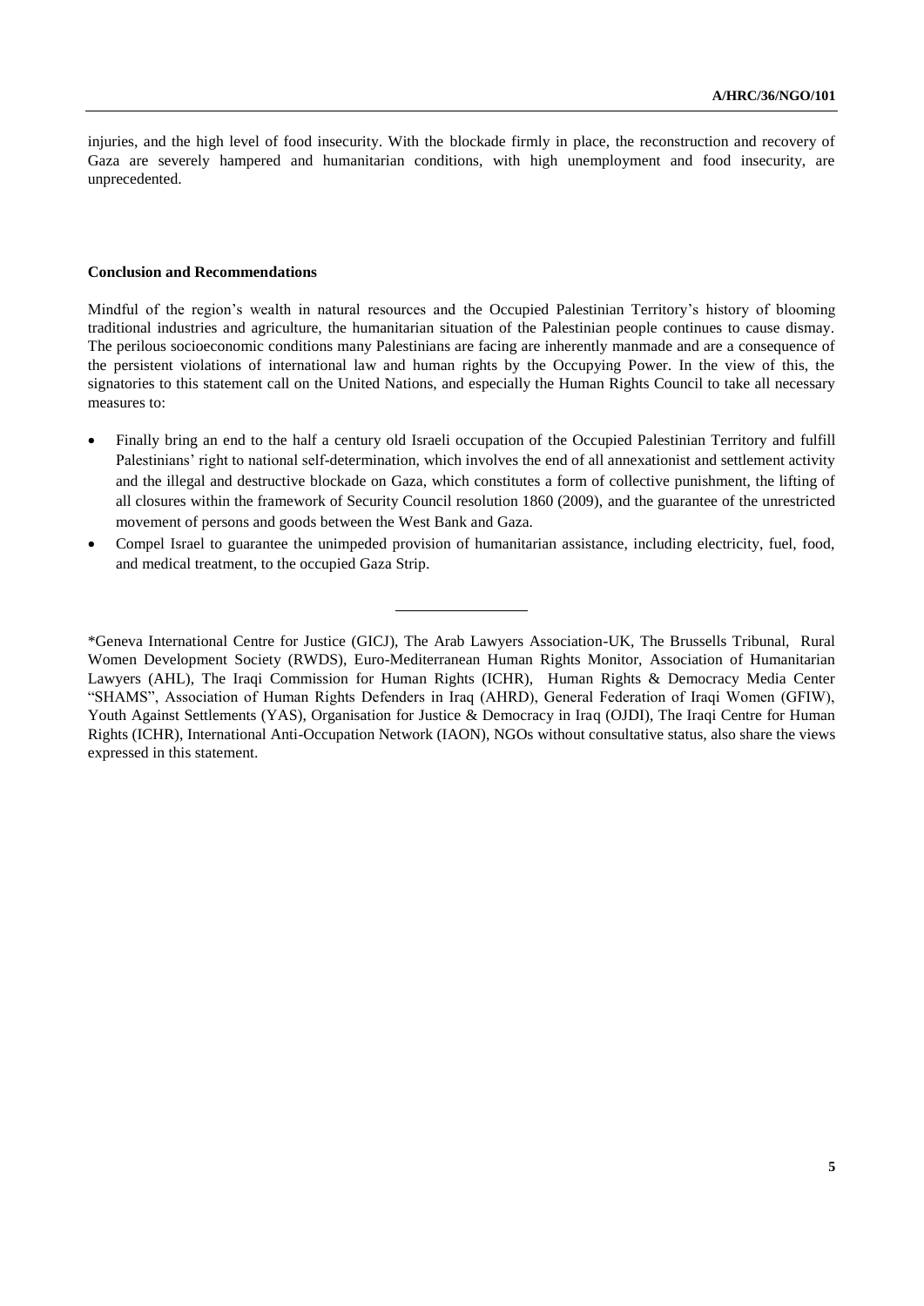injuries, and the high level of food insecurity. With the blockade firmly in place, the reconstruction and recovery of Gaza are severely hampered and humanitarian conditions, with high unemployment and food insecurity, are unprecedented.

**Conclusion and Recommendations**

Mindful of the region's wealth in natural resources and the Occupied Palestinian Territory's history of blooming traditional industries and agriculture, the humanitarian situation of the Palestinian people continues to cause dismay. The perilous socioeconomic conditions many Palestinians are facing are inherently manmade and are a consequence of the persistent violations of international law and human rights by the Occupying Power. In the view of this, the signatories to this statement call on the United Nations, and especially the Human Rights Council to take all necessary measures to:

- Finally bring an end to the half a century old Israeli occupation of the Occupied Palestinian Territory and fulfill Palestinians' right to national self-determination, which involves the end of all annexationist and settlement activity and the illegal and destructive blockade on Gaza, which constitutes a form of collective punishment, the lifting of all closures within the framework of Security Council resolution 1860 (2009), and the guarantee of the unrestricted movement of persons and goods between the West Bank and Gaza.
- Compel Israel to guarantee the unimpeded provision of humanitarian assistance, including electricity, fuel, food, and medical treatment, to the occupied Gaza Strip.

---

*Geneva International Centre for Justice (GICJ), The Arab Lawyers Association-UK, The Brussells Tribunal, Rural Women Development Society (RWDS), Euro-Mediterranean Human Rights Monitor, Association of Humanitarian Lawyers (AHL), The Iraqi Commission for Human Rights (ICHR), Human Rights & Democracy Media Center "SHAMS", Association of Human Rights Defenders in Iraq (AHRD), General Federation of Iraqi Women (GFIW), Youth Against Settlements (YAS), Organisation for Justice & Democracy in Iraq (OJDI), The Iraqi Centre for Human Rights (ICHR), International Anti-Occupation Network (IAON), NGOs without consultative status, also share the views expressed in this statement.